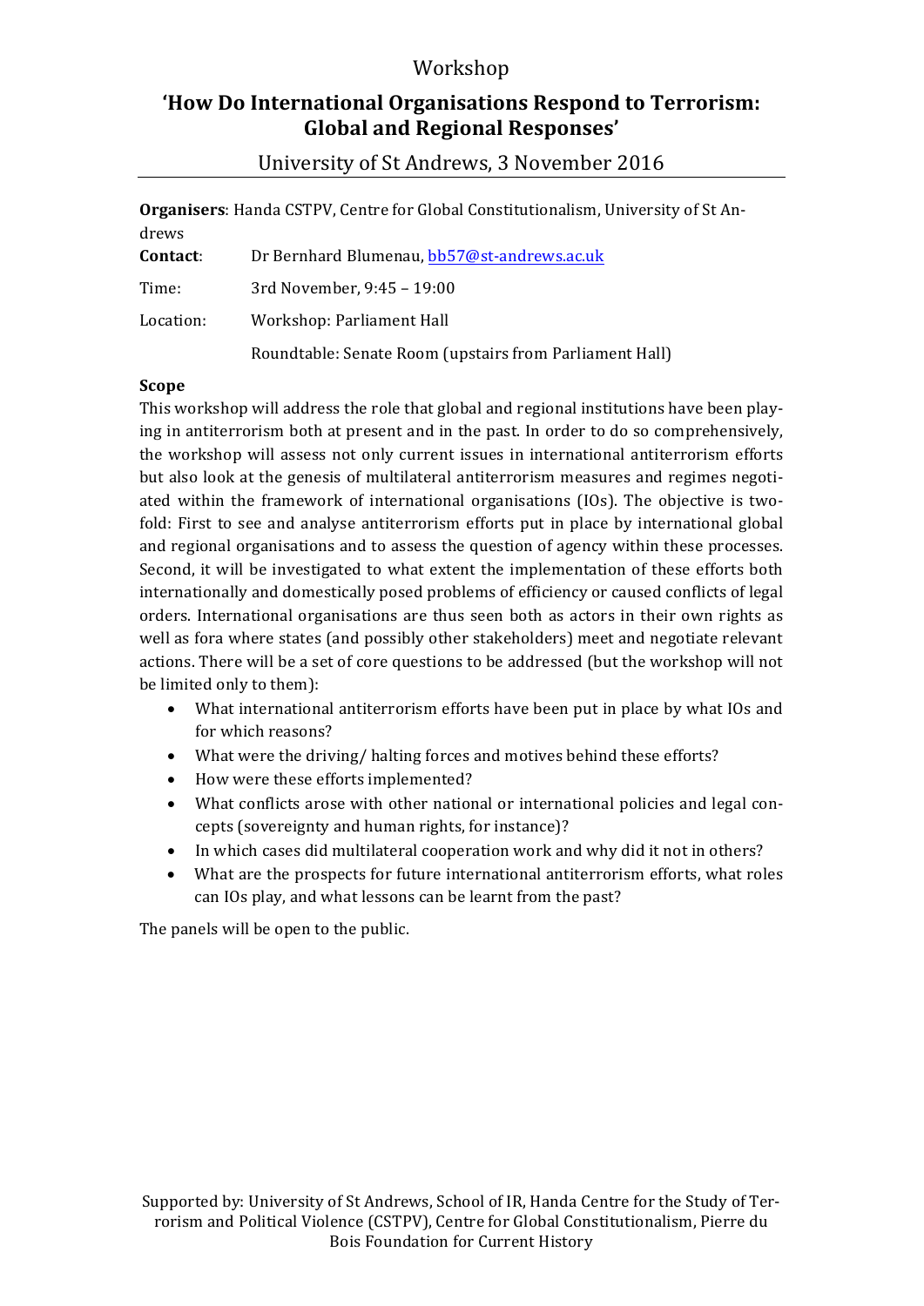Workshop

# 'How Do International Organisations Respond to Terrorism: Global and Regional Responses'

University of St Andrews, 3 November 2016

**Organisers**: Handa CSTPV, Centre for Global Constitutionalism, University of St Andrews

**Contact**: Dr Bernhard Blumenau, bb57@st-andrews.ac.uk

Time: 3rd November, 9:45 – 19:00

Location: Workshop: Parliament Hall

Roundtable: Senate Room (upstairs from Parliament Hall)

**Scope**

This workshop will address the role that global and regional institutions have been playing in antiterrorism both at present and in the past. In order to do so comprehensively, the workshop will assess not only current issues in international antiterrorism efforts but also look at the genesis of multilateral antiterrorism measures and regimes negotiated within the framework of international organisations (IOs). The objective is twofold: First to see and analyse antiterrorism efforts put in place by international global and regional organisations and to assess the question of agency within these processes. Second, it will be investigated to what extent the implementation of these efforts both internationally and domestically posed problems of efficiency or caused conflicts of legal orders. International organisations are thus seen both as actors in their own rights as well as fora where states (and possibly other stakeholders) meet and negotiate relevant actions. There will be a set of core questions to be addressed (but the workshop will not be limited only to them):

- What international antiterrorism efforts have been put in place by what IOs and for which reasons?
- What were the driving/ halting forces and motives behind these efforts?
- How were these efforts implemented?
- What conflicts arose with other national or international policies and legal concepts (sovereignty and human rights, for instance)?
- In which cases did multilateral cooperation work and why did it not in others?
- What are the prospects for future international antiterrorism efforts, what roles can IOs play, and what lessons can be learnt from the past?

The panels will be open to the public.

Supported by: University of St Andrews, School of IR, Handa Centre for the Study of Terrorism and Political Violence (CSTPV), Centre for Global Constitutionalism, Pierre du Bois Foundation for Current History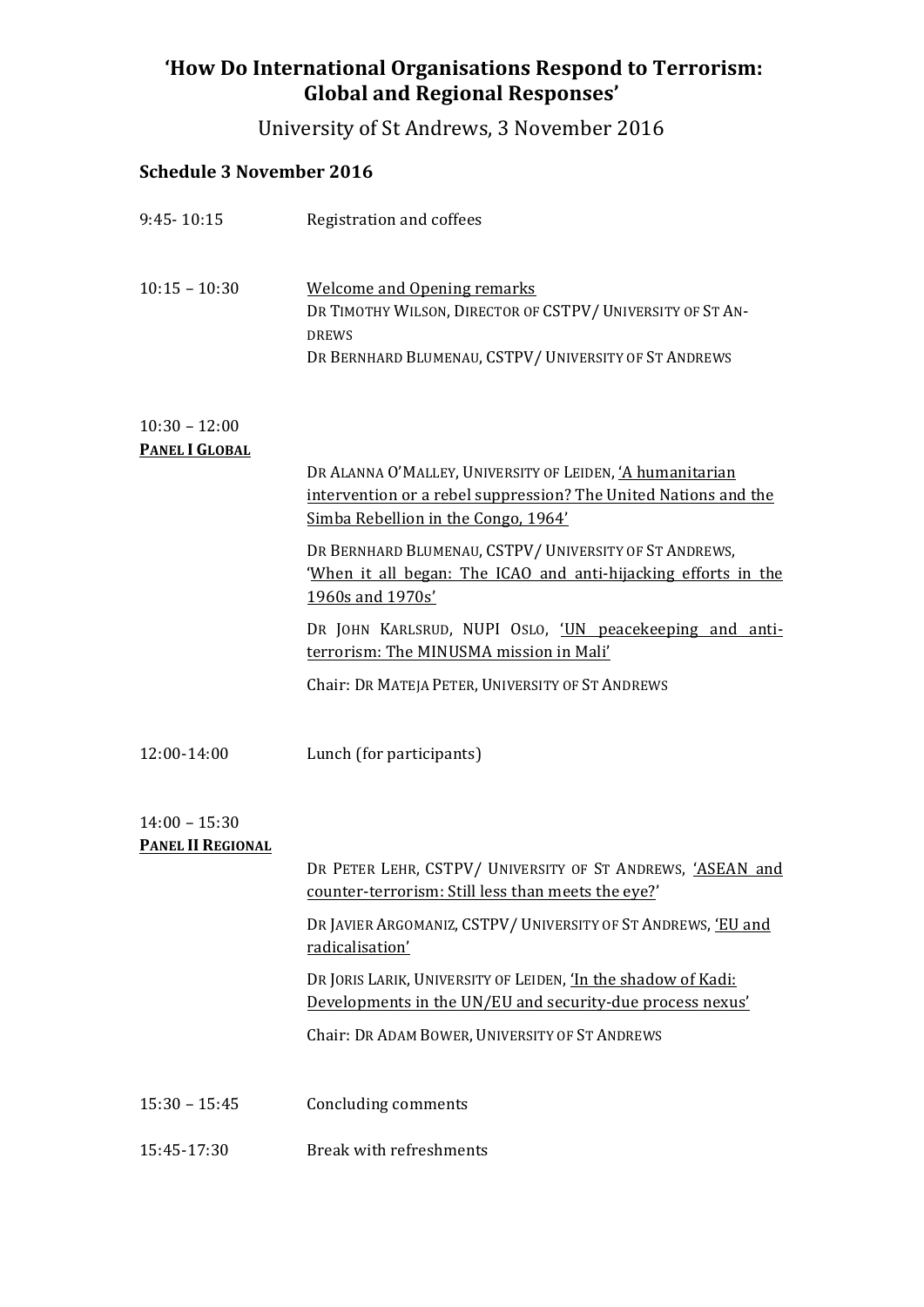# 'How Do International Organisations Respond to Terrorism: Global and Regional Responses'

University of St Andrews, 3 November 2016

## Schedule 3 November 2016

**9:45- 10:15** Registration and coffees

**10:15 – 10:30** Welcome and Opening remarks

DR TIMOTHY WILSON, DIRECTOR OF CSTPV/ UNIVERSITY OF ST ANDREWS

DR BERNHARD BLUMENAU, CSTPV/ UNIVERSITY OF ST ANDREWS

**10:30 – 12:00**

**PANEL I GLOBAL**

DR ALANNA O'MALLEY, UNIVERSITY OF LEIDEN, 'A humanitarian intervention or a rebel suppression? The United Nations and the Simba Rebellion in the Congo, 1964'

DR BERNHARD BLUMENAU, CSTPV/ UNIVERSITY OF ST ANDREWS, 'When it all began: The ICAO and anti-hijacking efforts in the 1960s and 1970s'

DR JOHN KARLSRUD, NUPI OSLO, 'UN peacekeeping and anti-terrorism: The MINUSMA mission in Mali'

Chair: DR MATEJA PETER, UNIVERSITY OF ST ANDREWS

**12:00-14:00** Lunch (for participants)

**14:00 – 15:30**

**PANEL II REGIONAL**

DR PETER LEHR, CSTPV/ UNIVERSITY OF ST ANDREWS, 'ASEAN and counter-terrorism: Still less than meets the eye?'

DR JAVIER ARGOMANIZ, CSTPV/ UNIVERSITY OF ST ANDREWS, 'EU and radicalisation'

DR JORIS LARIK, UNIVERSITY OF LEIDEN, 'In the shadow of Kadi: Developments in the UN/EU and security-due process nexus'

Chair: DR ADAM BOWER, UNIVERSITY OF ST ANDREWS

**15:30 – 15:45** Concluding comments

**15:45-17:30** Break with refreshments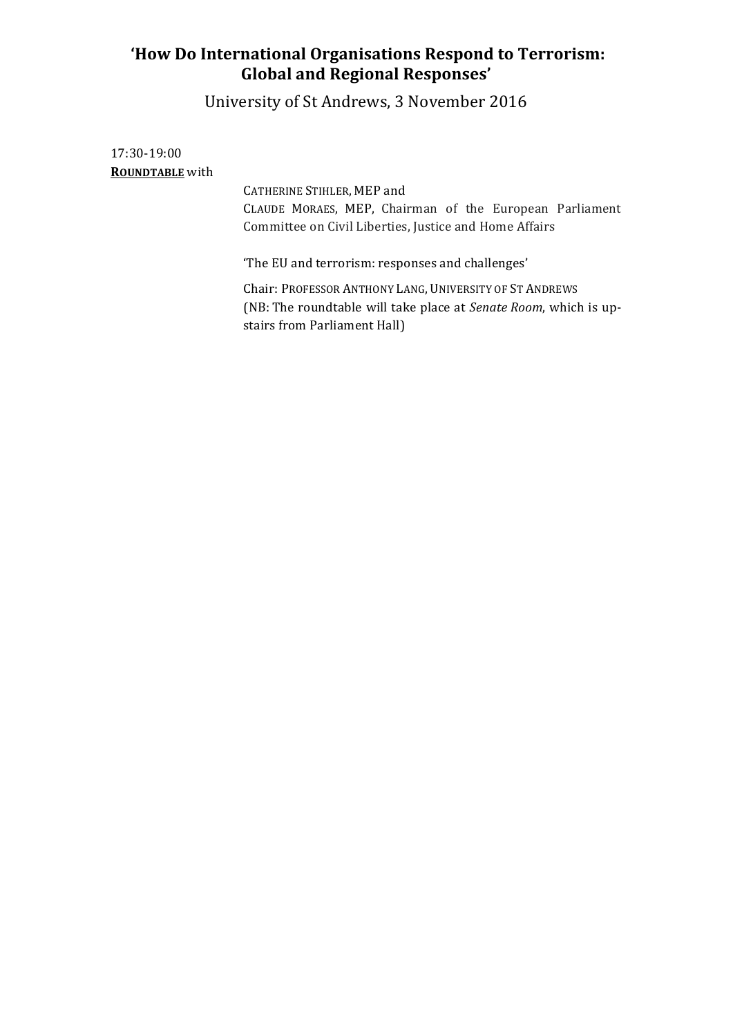# 'How Do International Organisations Respond to Terrorism: Global and Regional Responses'

University of St Andrews, 3 November 2016

17:30-19:00

**ROUNDTABLE** with

CATHERINE STIHLER, MEP and
CLAUDE MORAES, MEP, Chairman of the European Parliament Committee on Civil Liberties, Justice and Home Affairs

'The EU and terrorism: responses and challenges'

Chair: PROFESSOR ANTHONY LANG, UNIVERSITY OF ST ANDREWS
(NB: The roundtable will take place at *Senate Room*, which is upstairs from Parliament Hall)